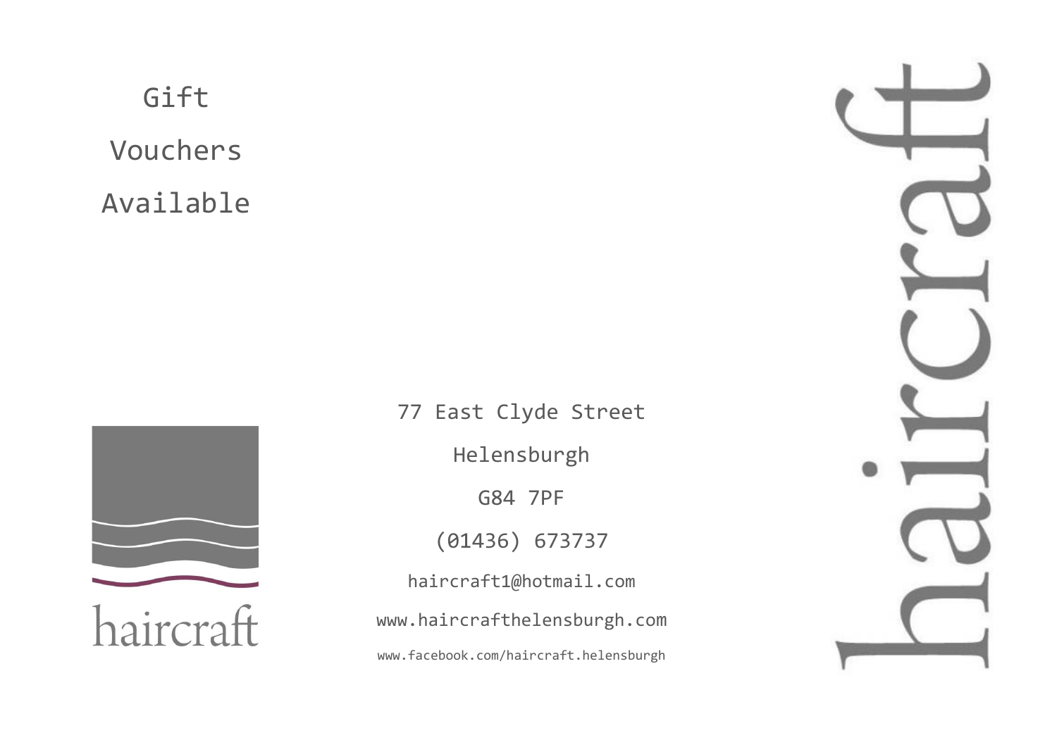Gift

Vouchers

Available

haircraft

77 East Clyde Street

Helensburgh

G84 7PF

(01436) 673737

haircraft1@hotmail.com

www.haircrafthelensburgh.com

www.facebook.com/haircraft.helensburgh

haircraft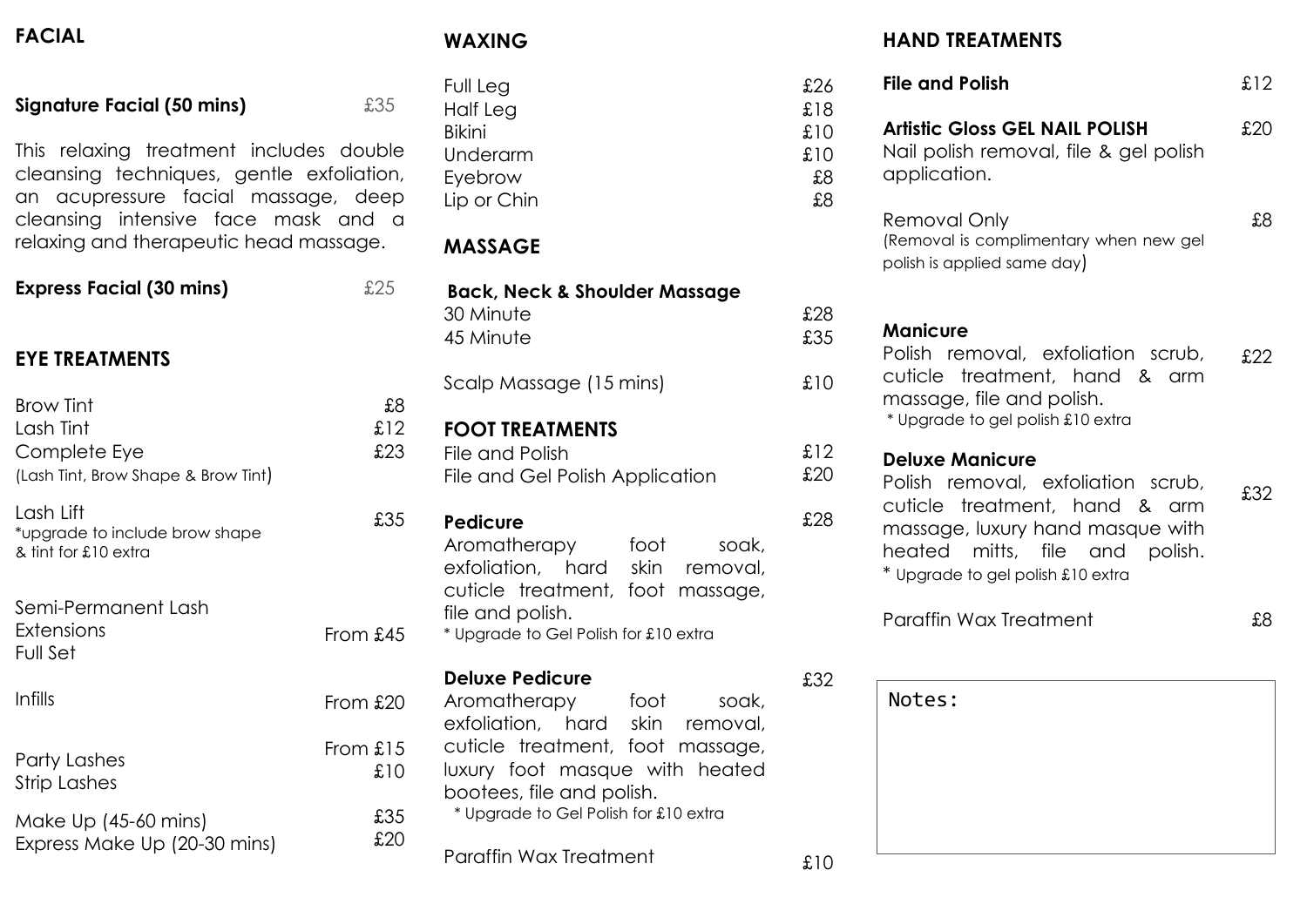## FACIAL

**Signature Facial (50 mins)** £35

This relaxing treatment includes double cleansing techniques, gentle exfoliation, an acupressure facial massage, deep cleansing intensive face mask and a relaxing and therapeutic head massage.

**Express Facial (30 mins)** £25

## EYE TREATMENTS

| | |
|---|---|
| Brow Tint | £8 |
| Lash Tint | £12 |
| Complete Eye (Lash Tint, Brow Shape & Brow Tint) | £23 |
| Lash Lift *upgrade to include brow shape & tint for £10 extra | £35 |
| Semi-Permanent Lash Extensions Full Set | From £45 |
| Infills | From £20 |
| Party Lashes | From £15 |
| Strip Lashes | £10 |
| Make Up (45-60 mins) | £35 |
| Express Make Up (20-30 mins) | £20 |

## WAXING

| | |
|---|---|
| Full Leg | £26 |
| Half Leg | £18 |
| Bikini | £10 |
| Underarm | £10 |
| Eyebrow | £8 |
| Lip or Chin | £8 |

## MASSAGE

**Back, Neck & Shoulder Massage**

| | |
|---|---|
| 30 Minute | £28 |
| 45 Minute | £35 |
| Scalp Massage (15 mins) | £10 |

## FOOT TREATMENTS

| | |
|---|---|
| File and Polish | £12 |
| File and Gel Polish Application | £20 |

**Pedicure** £28

Aromatherapy foot soak, exfoliation, hard skin removal, cuticle treatment, foot massage, file and polish.

* Upgrade to Gel Polish for £10 extra

**Deluxe Pedicure** £32

Aromatherapy foot soak, exfoliation, hard skin removal, cuticle treatment, foot massage, luxury foot masque with heated bootees, file and polish.

* Upgrade to Gel Polish for £10 extra

Paraffin Wax Treatment £10

## HAND TREATMENTS

**File and Polish** £12

**Artistic Gloss GEL NAIL POLISH** £20

Nail polish removal, file & gel polish application.

Removal Only £8

(Removal is complimentary when new gel polish is applied same day)

**Manicure** £22

Polish removal, exfoliation scrub, cuticle treatment, hand & arm massage, file and polish.

* Upgrade to gel polish £10 extra

**Deluxe Manicure** £32

Polish removal, exfoliation scrub, cuticle treatment, hand & arm massage, luxury hand masque with heated mitts, file and polish.

* Upgrade to gel polish £10 extra

Paraffin Wax Treatment £8

Notes: